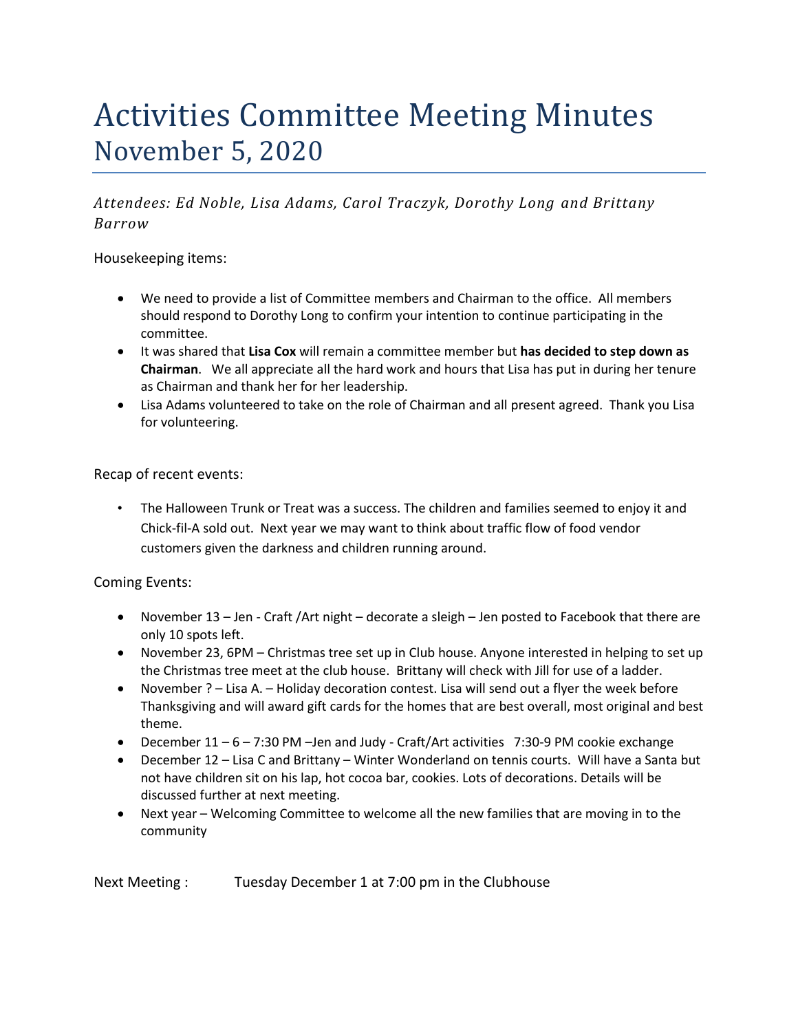# Activities Committee Meeting Minutes
## November 5, 2020

*Attendees: Ed Noble, Lisa Adams, Carol Traczyk, Dorothy Long and Brittany Barrow*

Housekeeping items:

- We need to provide a list of Committee members and Chairman to the office. All members should respond to Dorothy Long to confirm your intention to continue participating in the committee.
- It was shared that **Lisa Cox** will remain a committee member but **has decided to step down as Chairman**. We all appreciate all the hard work and hours that Lisa has put in during her tenure as Chairman and thank her for her leadership.
- Lisa Adams volunteered to take on the role of Chairman and all present agreed. Thank you Lisa for volunteering.

Recap of recent events:

- The Halloween Trunk or Treat was a success. The children and families seemed to enjoy it and Chick-fil-A sold out. Next year we may want to think about traffic flow of food vendor customers given the darkness and children running around.

Coming Events:

- November 13 – Jen - Craft /Art night – decorate a sleigh – Jen posted to Facebook that there are only 10 spots left.
- November 23, 6PM – Christmas tree set up in Club house. Anyone interested in helping to set up the Christmas tree meet at the club house. Brittany will check with Jill for use of a ladder.
- November ? – Lisa A. – Holiday decoration contest. Lisa will send out a flyer the week before Thanksgiving and will award gift cards for the homes that are best overall, most original and best theme.
- December 11 – 6 – 7:30 PM –Jen and Judy - Craft/Art activities 7:30-9 PM cookie exchange
- December 12 – Lisa C and Brittany – Winter Wonderland on tennis courts. Will have a Santa but not have children sit on his lap, hot cocoa bar, cookies. Lots of decorations. Details will be discussed further at next meeting.
- Next year – Welcoming Committee to welcome all the new families that are moving in to the community

Next Meeting : Tuesday December 1 at 7:00 pm in the Clubhouse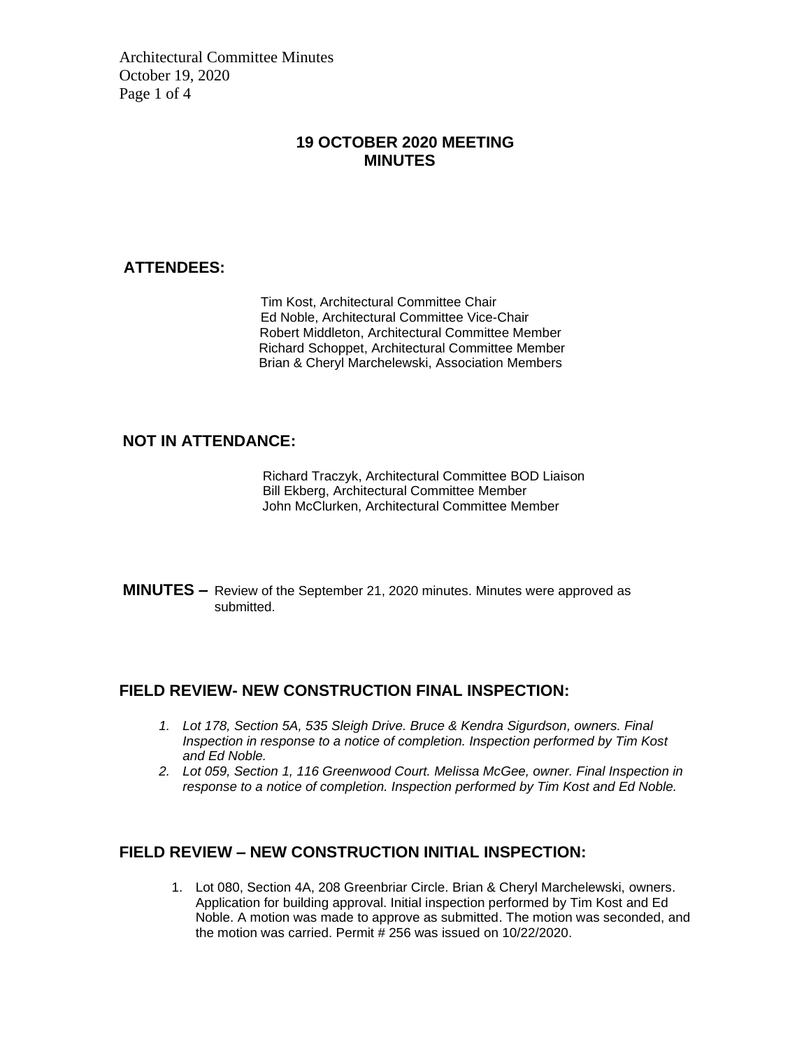# 19 OCTOBER 2020 MEETING MINUTES

## ATTENDEES:

Tim Kost, Architectural Committee Chair
Ed Noble, Architectural Committee Vice-Chair
Robert Middleton, Architectural Committee Member
Richard Schoppet, Architectural Committee Member
Brian & Cheryl Marchelewski, Association Members

## NOT IN ATTENDANCE:

Richard Traczyk, Architectural Committee BOD Liaison
Bill Ekberg, Architectural Committee Member
John McClurken, Architectural Committee Member

**MINUTES –** Review of the September 21, 2020 minutes. Minutes were approved as submitted.

## FIELD REVIEW- NEW CONSTRUCTION FINAL INSPECTION:

1. *Lot 178, Section 5A, 535 Sleigh Drive. Bruce & Kendra Sigurdson, owners. Final Inspection in response to a notice of completion. Inspection performed by Tim Kost and Ed Noble.*
2. *Lot 059, Section 1, 116 Greenwood Court. Melissa McGee, owner. Final Inspection in response to a notice of completion. Inspection performed by Tim Kost and Ed Noble.*

## FIELD REVIEW – NEW CONSTRUCTION INITIAL INSPECTION:

1. Lot 080, Section 4A, 208 Greenbriar Circle. Brian & Cheryl Marchelewski, owners. Application for building approval. Initial inspection performed by Tim Kost and Ed Noble. A motion was made to approve as submitted. The motion was seconded, and the motion was carried. Permit # 256 was issued on 10/22/2020.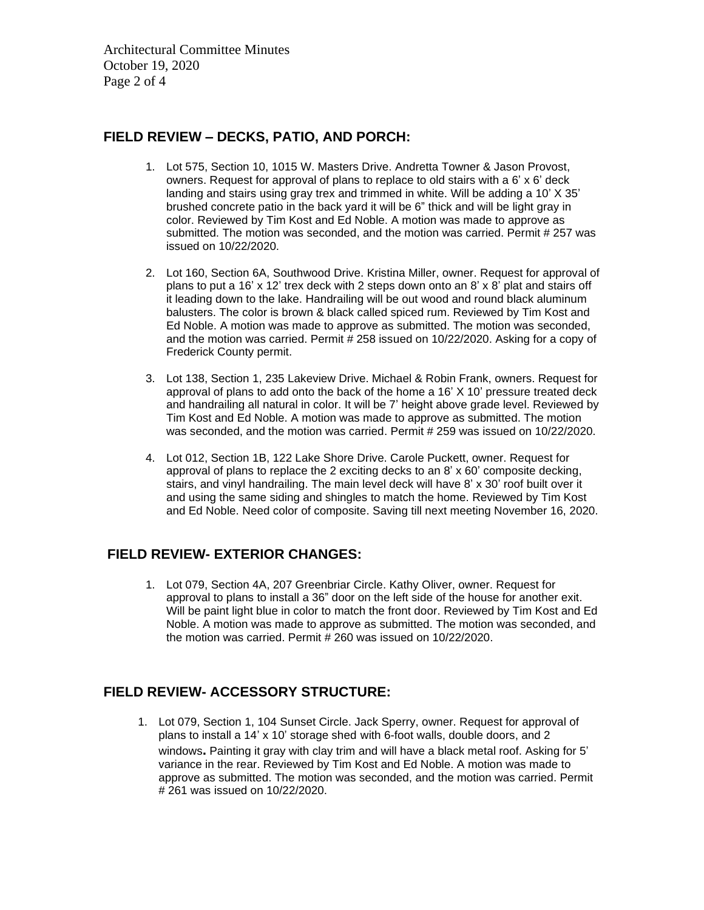## FIELD REVIEW – DECKS, PATIO, AND PORCH:

1. Lot 575, Section 10, 1015 W. Masters Drive. Andretta Towner & Jason Provost, owners. Request for approval of plans to replace to old stairs with a 6' x 6' deck landing and stairs using gray trex and trimmed in white. Will be adding a 10' X 35' brushed concrete patio in the back yard it will be 6" thick and will be light gray in color. Reviewed by Tim Kost and Ed Noble. A motion was made to approve as submitted. The motion was seconded, and the motion was carried. Permit # 257 was issued on 10/22/2020.

2. Lot 160, Section 6A, Southwood Drive. Kristina Miller, owner. Request for approval of plans to put a 16' x 12' trex deck with 2 steps down onto an 8' x 8' plat and stairs off it leading down to the lake. Handrailing will be out wood and round black aluminum balusters. The color is brown & black called spiced rum. Reviewed by Tim Kost and Ed Noble. A motion was made to approve as submitted. The motion was seconded, and the motion was carried. Permit # 258 issued on 10/22/2020. Asking for a copy of Frederick County permit.

3. Lot 138, Section 1, 235 Lakeview Drive. Michael & Robin Frank, owners. Request for approval of plans to add onto the back of the home a 16' X 10' pressure treated deck and handrailing all natural in color. It will be 7' height above grade level. Reviewed by Tim Kost and Ed Noble. A motion was made to approve as submitted. The motion was seconded, and the motion was carried. Permit # 259 was issued on 10/22/2020.

4. Lot 012, Section 1B, 122 Lake Shore Drive. Carole Puckett, owner. Request for approval of plans to replace the 2 exciting decks to an 8' x 60' composite decking, stairs, and vinyl handrailing. The main level deck will have 8' x 30' roof built over it and using the same siding and shingles to match the home. Reviewed by Tim Kost and Ed Noble. Need color of composite. Saving till next meeting November 16, 2020.

## FIELD REVIEW- EXTERIOR CHANGES:

1. Lot 079, Section 4A, 207 Greenbriar Circle. Kathy Oliver, owner. Request for approval to plans to install a 36" door on the left side of the house for another exit. Will be paint light blue in color to match the front door. Reviewed by Tim Kost and Ed Noble. A motion was made to approve as submitted. The motion was seconded, and the motion was carried. Permit # 260 was issued on 10/22/2020.

## FIELD REVIEW- ACCESSORY STRUCTURE:

1. Lot 079, Section 1, 104 Sunset Circle. Jack Sperry, owner. Request for approval of plans to install a 14' x 10' storage shed with 6-foot walls, double doors, and 2 windows**.** Painting it gray with clay trim and will have a black metal roof. Asking for 5' variance in the rear. Reviewed by Tim Kost and Ed Noble. A motion was made to approve as submitted. The motion was seconded, and the motion was carried. Permit # 261 was issued on 10/22/2020.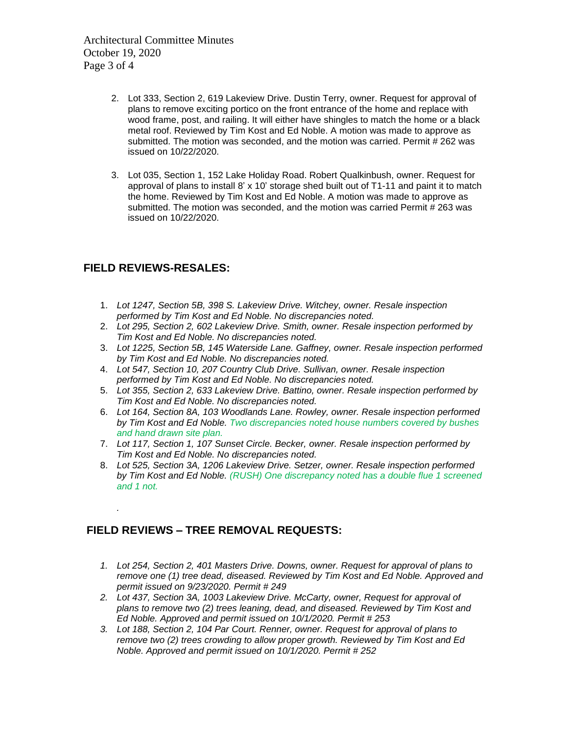2. Lot 333, Section 2, 619 Lakeview Drive. Dustin Terry, owner. Request for approval of plans to remove exciting portico on the front entrance of the home and replace with wood frame, post, and railing. It will either have shingles to match the home or a black metal roof. Reviewed by Tim Kost and Ed Noble. A motion was made to approve as submitted. The motion was seconded, and the motion was carried. Permit # 262 was issued on 10/22/2020.

3. Lot 035, Section 1, 152 Lake Holiday Road. Robert Qualkinbush, owner. Request for approval of plans to install 8' x 10' storage shed built out of T1-11 and paint it to match the home. Reviewed by Tim Kost and Ed Noble. A motion was made to approve as submitted. The motion was seconded, and the motion was carried Permit # 263 was issued on 10/22/2020.

## FIELD REVIEWS-RESALES:

1. *Lot 1247, Section 5B, 398 S. Lakeview Drive. Witchey, owner. Resale inspection performed by Tim Kost and Ed Noble. No discrepancies noted.*
2. *Lot 295, Section 2, 602 Lakeview Drive. Smith, owner. Resale inspection performed by Tim Kost and Ed Noble. No discrepancies noted.*
3. *Lot 1225, Section 5B, 145 Waterside Lane. Gaffney, owner. Resale inspection performed by Tim Kost and Ed Noble. No discrepancies noted.*
4. *Lot 547, Section 10, 207 Country Club Drive. Sullivan, owner. Resale inspection performed by Tim Kost and Ed Noble. No discrepancies noted.*
5. *Lot 355, Section 2, 633 Lakeview Drive. Battino, owner. Resale inspection performed by Tim Kost and Ed Noble. No discrepancies noted.*
6. *Lot 164, Section 8A, 103 Woodlands Lane. Rowley, owner. Resale inspection performed by Tim Kost and Ed Noble. Two discrepancies noted house numbers covered by bushes and hand drawn site plan.*
7. *Lot 117, Section 1, 107 Sunset Circle. Becker, owner. Resale inspection performed by Tim Kost and Ed Noble. No discrepancies noted.*
8. *Lot 525, Section 3A, 1206 Lakeview Drive. Setzer, owner. Resale inspection performed by Tim Kost and Ed Noble. (RUSH) One discrepancy noted has a double flue 1 screened and 1 not.*

.

## FIELD REVIEWS – TREE REMOVAL REQUESTS:

1. *Lot 254, Section 2, 401 Masters Drive. Downs, owner. Request for approval of plans to remove one (1) tree dead, diseased. Reviewed by Tim Kost and Ed Noble. Approved and permit issued on 9/23/2020. Permit # 249*
2. *Lot 437, Section 3A, 1003 Lakeview Drive. McCarty, owner, Request for approval of plans to remove two (2) trees leaning, dead, and diseased. Reviewed by Tim Kost and Ed Noble. Approved and permit issued on 10/1/2020. Permit # 253*
3. *Lot 188, Section 2, 104 Par Court. Renner, owner. Request for approval of plans to remove two (2) trees crowding to allow proper growth. Reviewed by Tim Kost and Ed Noble. Approved and permit issued on 10/1/2020. Permit # 252*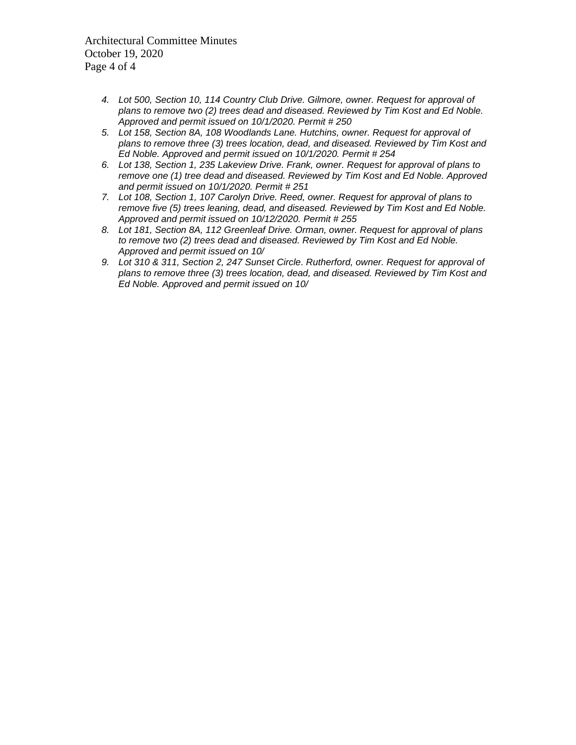4. *Lot 500, Section 10, 114 Country Club Drive. Gilmore, owner. Request for approval of plans to remove two (2) trees dead and diseased. Reviewed by Tim Kost and Ed Noble. Approved and permit issued on 10/1/2020. Permit # 250*
5. *Lot 158, Section 8A, 108 Woodlands Lane. Hutchins, owner. Request for approval of plans to remove three (3) trees location, dead, and diseased. Reviewed by Tim Kost and Ed Noble. Approved and permit issued on 10/1/2020. Permit # 254*
6. *Lot 138, Section 1, 235 Lakeview Drive. Frank, owner. Request for approval of plans to remove one (1) tree dead and diseased. Reviewed by Tim Kost and Ed Noble. Approved and permit issued on 10/1/2020. Permit # 251*
7. *Lot 108, Section 1, 107 Carolyn Drive. Reed, owner. Request for approval of plans to remove five (5) trees leaning, dead, and diseased. Reviewed by Tim Kost and Ed Noble. Approved and permit issued on 10/12/2020. Permit # 255*
8. *Lot 181, Section 8A, 112 Greenleaf Drive. Orman, owner. Request for approval of plans to remove two (2) trees dead and diseased. Reviewed by Tim Kost and Ed Noble. Approved and permit issued on 10/*
9. *Lot 310 & 311, Section 2, 247 Sunset Circle. Rutherford, owner. Request for approval of plans to remove three (3) trees location, dead, and diseased. Reviewed by Tim Kost and Ed Noble. Approved and permit issued on 10/*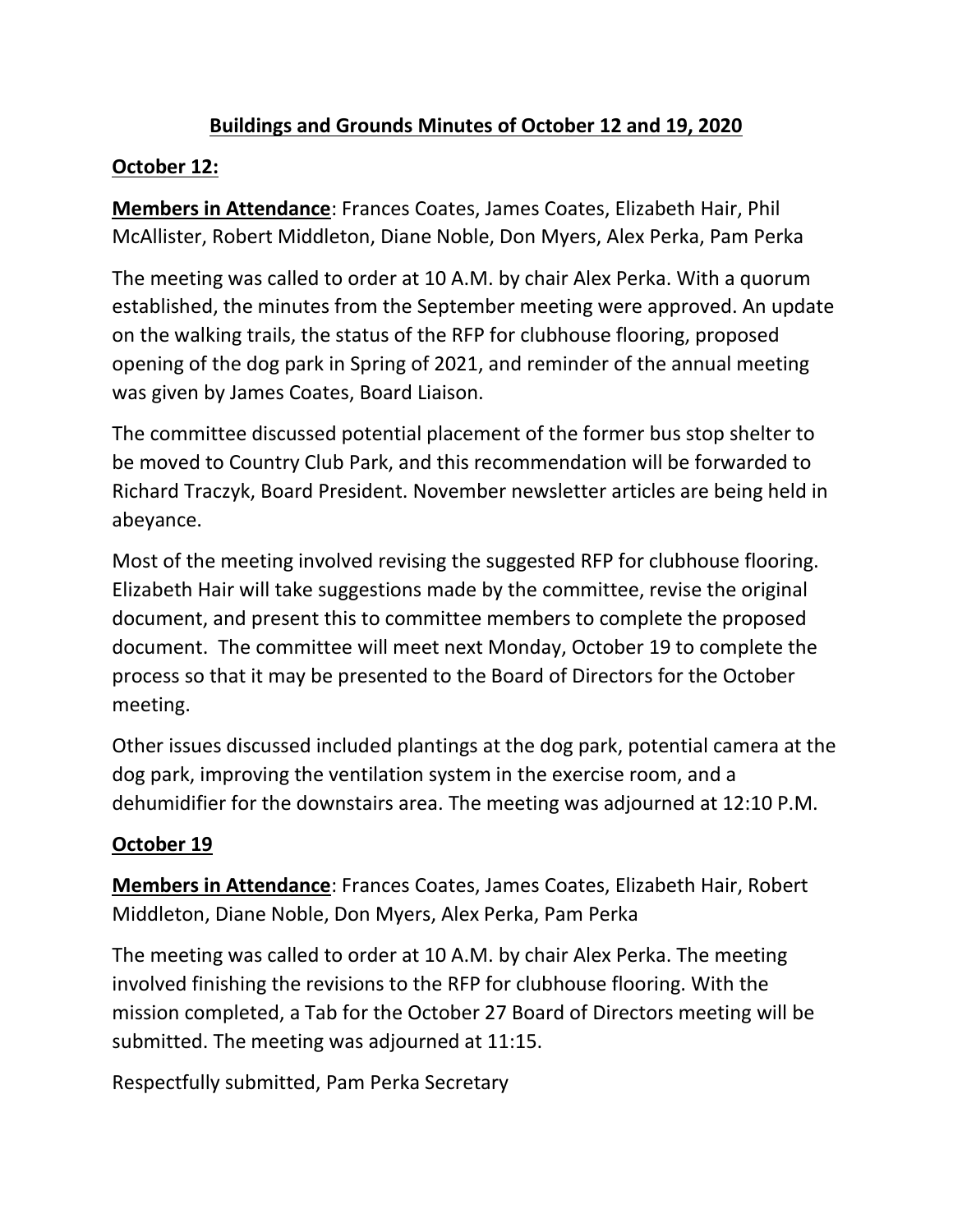# <u>Buildings and Grounds Minutes of October 12 and 19, 2020</u>

## <u>October 12:</u>

**<u>Members in Attendance</u>**: Frances Coates, James Coates, Elizabeth Hair, Phil McAllister, Robert Middleton, Diane Noble, Don Myers, Alex Perka, Pam Perka

The meeting was called to order at 10 A.M. by chair Alex Perka. With a quorum established, the minutes from the September meeting were approved. An update on the walking trails, the status of the RFP for clubhouse flooring, proposed opening of the dog park in Spring of 2021, and reminder of the annual meeting was given by James Coates, Board Liaison.

The committee discussed potential placement of the former bus stop shelter to be moved to Country Club Park, and this recommendation will be forwarded to Richard Traczyk, Board President. November newsletter articles are being held in abeyance.

Most of the meeting involved revising the suggested RFP for clubhouse flooring. Elizabeth Hair will take suggestions made by the committee, revise the original document, and present this to committee members to complete the proposed document. The committee will meet next Monday, October 19 to complete the process so that it may be presented to the Board of Directors for the October meeting.

Other issues discussed included plantings at the dog park, potential camera at the dog park, improving the ventilation system in the exercise room, and a dehumidifier for the downstairs area. The meeting was adjourned at 12:10 P.M.

## <u>October 19</u>

**<u>Members in Attendance</u>**: Frances Coates, James Coates, Elizabeth Hair, Robert Middleton, Diane Noble, Don Myers, Alex Perka, Pam Perka

The meeting was called to order at 10 A.M. by chair Alex Perka. The meeting involved finishing the revisions to the RFP for clubhouse flooring. With the mission completed, a Tab for the October 27 Board of Directors meeting will be submitted. The meeting was adjourned at 11:15.

Respectfully submitted, Pam Perka Secretary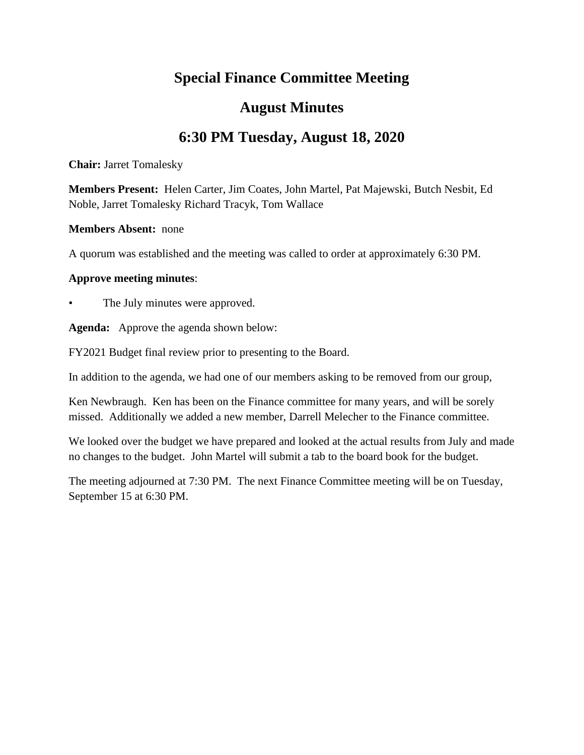# Special Finance Committee Meeting

## August Minutes

## 6:30 PM Tuesday, August 18, 2020

**Chair:** Jarret Tomalesky

**Members Present:** Helen Carter, Jim Coates, John Martel, Pat Majewski, Butch Nesbit, Ed Noble, Jarret Tomalesky Richard Tracyk, Tom Wallace

**Members Absent:** none

A quorum was established and the meeting was called to order at approximately 6:30 PM.

**Approve meeting minutes**:

- The July minutes were approved.

**Agenda:** Approve the agenda shown below:

FY2021 Budget final review prior to presenting to the Board.

In addition to the agenda, we had one of our members asking to be removed from our group,

Ken Newbraugh. Ken has been on the Finance committee for many years, and will be sorely missed. Additionally we added a new member, Darrell Melecher to the Finance committee.

We looked over the budget we have prepared and looked at the actual results from July and made no changes to the budget. John Martel will submit a tab to the board book for the budget.

The meeting adjourned at 7:30 PM. The next Finance Committee meeting will be on Tuesday, September 15 at 6:30 PM.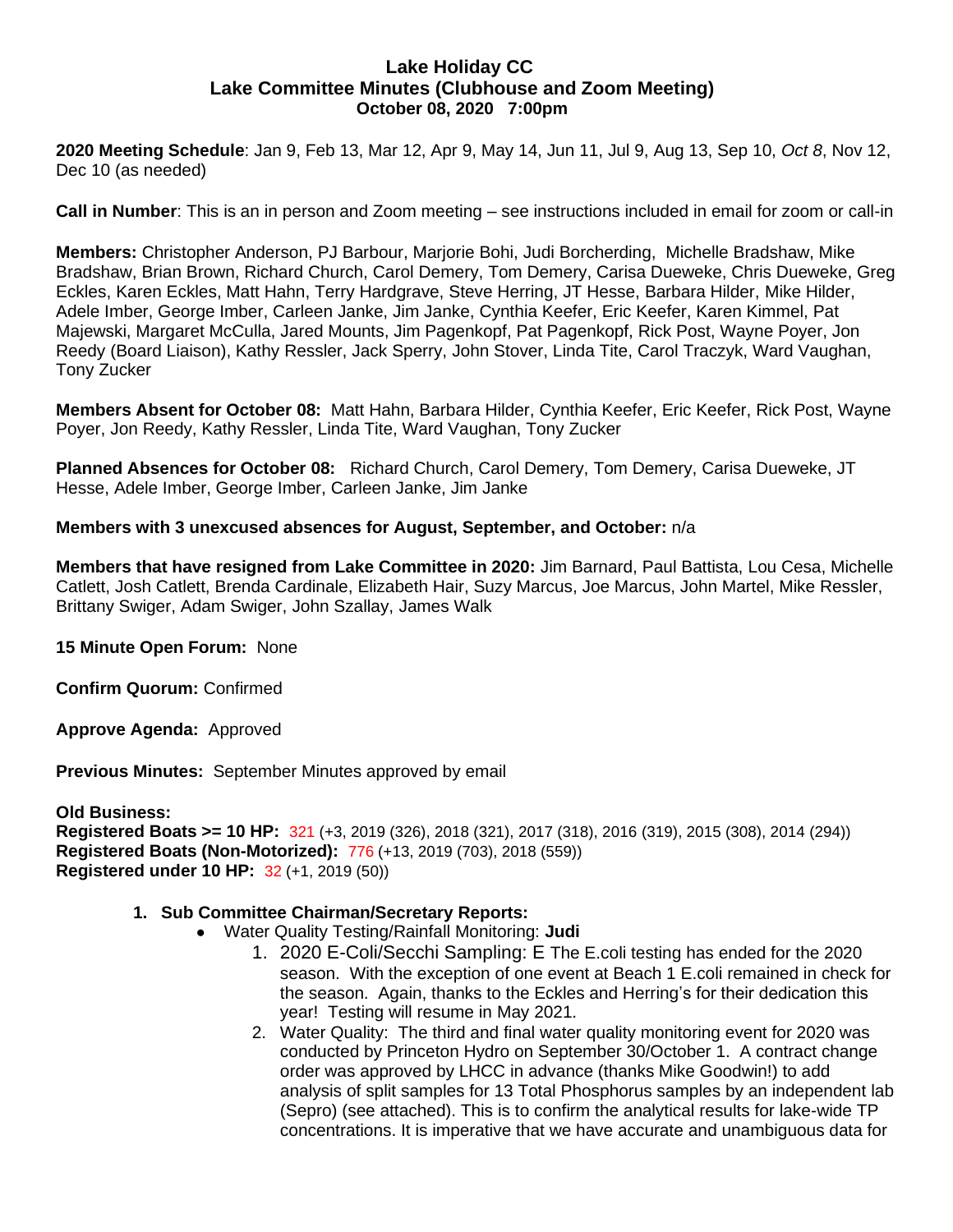# Lake Holiday CC
## Lake Committee Minutes (Clubhouse and Zoom Meeting)
### October 08, 2020 7:00pm

**2020 Meeting Schedule**: Jan 9, Feb 13, Mar 12, Apr 9, May 14, Jun 11, Jul 9, Aug 13, Sep 10, *Oct 8*, Nov 12, Dec 10 (as needed)

**Call in Number**: This is an in person and Zoom meeting – see instructions included in email for zoom or call-in

**Members:** Christopher Anderson, PJ Barbour, Marjorie Bohi, Judi Borcherding, Michelle Bradshaw, Mike Bradshaw, Brian Brown, Richard Church, Carol Demery, Tom Demery, Carisa Dueweke, Chris Dueweke, Greg Eckles, Karen Eckles, Matt Hahn, Terry Hardgrave, Steve Herring, JT Hesse, Barbara Hilder, Mike Hilder, Adele Imber, George Imber, Carleen Janke, Jim Janke, Cynthia Keefer, Eric Keefer, Karen Kimmel, Pat Majewski, Margaret McCulla, Jared Mounts, Jim Pagenkopf, Pat Pagenkopf, Rick Post, Wayne Poyer, Jon Reedy (Board Liaison), Kathy Ressler, Jack Sperry, John Stover, Linda Tite, Carol Traczyk, Ward Vaughan, Tony Zucker

**Members Absent for October 08:** Matt Hahn, Barbara Hilder, Cynthia Keefer, Eric Keefer, Rick Post, Wayne Poyer, Jon Reedy, Kathy Ressler, Linda Tite, Ward Vaughan, Tony Zucker

**Planned Absences for October 08:** Richard Church, Carol Demery, Tom Demery, Carisa Dueweke, JT Hesse, Adele Imber, George Imber, Carleen Janke, Jim Janke

**Members with 3 unexcused absences for August, September, and October:** n/a

**Members that have resigned from Lake Committee in 2020:** Jim Barnard, Paul Battista, Lou Cesa, Michelle Catlett, Josh Catlett, Brenda Cardinale, Elizabeth Hair, Suzy Marcus, Joe Marcus, John Martel, Mike Ressler, Brittany Swiger, Adam Swiger, John Szallay, James Walk

**15 Minute Open Forum:** None

**Confirm Quorum:** Confirmed

**Approve Agenda:** Approved

**Previous Minutes:** September Minutes approved by email

**Old Business:**
**Registered Boats >= 10 HP:** 321 (+3, 2019 (326), 2018 (321), 2017 (318), 2016 (319), 2015 (308), 2014 (294))
**Registered Boats (Non-Motorized):** 776 (+13, 2019 (703), 2018 (559))
**Registered under 10 HP:** 32 (+1, 2019 (50))

1. **Sub Committee Chairman/Secretary Reports:**
   - Water Quality Testing/Rainfall Monitoring: **Judi**
     1. 2020 E-Coli/Secchi Sampling: E The E.coli testing has ended for the 2020 season. With the exception of one event at Beach 1 E.coli remained in check for the season. Again, thanks to the Eckles and Herring's for their dedication this year! Testing will resume in May 2021.
     2. Water Quality: The third and final water quality monitoring event for 2020 was conducted by Princeton Hydro on September 30/October 1. A contract change order was approved by LHCC in advance (thanks Mike Goodwin!) to add analysis of split samples for 13 Total Phosphorus samples by an independent lab (Sepro) (see attached). This is to confirm the analytical results for lake-wide TP concentrations. It is imperative that we have accurate and unambiguous data for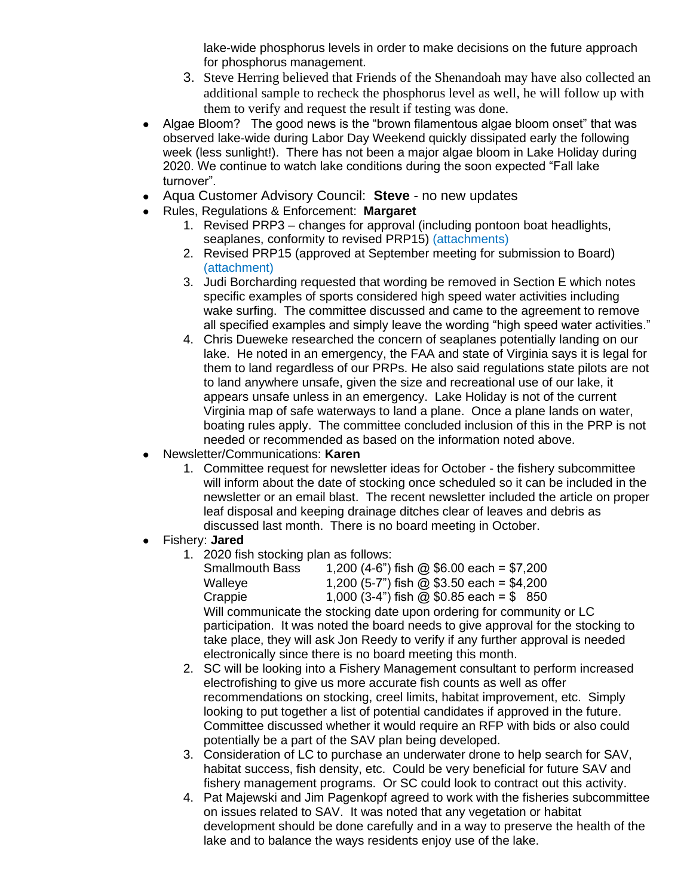lake-wide phosphorus levels in order to make decisions on the future approach for phosphorus management.

3. Steve Herring believed that Friends of the Shenandoah may have also collected an additional sample to recheck the phosphorus level as well, he will follow up with them to verify and request the result if testing was done.

- Algae Bloom? The good news is the "brown filamentous algae bloom onset" that was observed lake-wide during Labor Day Weekend quickly dissipated early the following week (less sunlight!). There has not been a major algae bloom in Lake Holiday during 2020. We continue to watch lake conditions during the soon expected "Fall lake turnover".
- Aqua Customer Advisory Council: **Steve** - no new updates
- Rules, Regulations & Enforcement: **Margaret**
    1. Revised PRP3 – changes for approval (including pontoon boat headlights, seaplanes, conformity to revised PRP15) (attachments)
    2. Revised PRP15 (approved at September meeting for submission to Board) (attachment)
    3. Judi Borcharding requested that wording be removed in Section E which notes specific examples of sports considered high speed water activities including wake surfing. The committee discussed and came to the agreement to remove all specified examples and simply leave the wording "high speed water activities."
    4. Chris Dueweke researched the concern of seaplanes potentially landing on our lake. He noted in an emergency, the FAA and state of Virginia says it is legal for them to land regardless of our PRPs. He also said regulations state pilots are not to land anywhere unsafe, given the size and recreational use of our lake, it appears unsafe unless in an emergency. Lake Holiday is not of the current Virginia map of safe waterways to land a plane. Once a plane lands on water, boating rules apply. The committee concluded inclusion of this in the PRP is not needed or recommended as based on the information noted above.
- Newsletter/Communications: **Karen**
    1. Committee request for newsletter ideas for October - the fishery subcommittee will inform about the date of stocking once scheduled so it can be included in the newsletter or an email blast. The recent newsletter included the article on proper leaf disposal and keeping drainage ditches clear of leaves and debris as discussed last month. There is no board meeting in October.
- Fishery: **Jared**
    1. 2020 fish stocking plan as follows:

       | | |
       |---|---|
       | Smallmouth Bass | 1,200 (4-6") fish @ $6.00 each = $7,200 |
       | Walleye | 1,200 (5-7") fish @ $3.50 each = $4,200 |
       | Crappie | 1,000 (3-4") fish @ $0.85 each = $ 850 |

       Will communicate the stocking date upon ordering for community or LC participation. It was noted the board needs to give approval for the stocking to take place, they will ask Jon Reedy to verify if any further approval is needed electronically since there is no board meeting this month.
    2. SC will be looking into a Fishery Management consultant to perform increased electrofishing to give us more accurate fish counts as well as offer recommendations on stocking, creel limits, habitat improvement, etc. Simply looking to put together a list of potential candidates if approved in the future. Committee discussed whether it would require an RFP with bids or also could potentially be a part of the SAV plan being developed.
    3. Consideration of LC to purchase an underwater drone to help search for SAV, habitat success, fish density, etc. Could be very beneficial for future SAV and fishery management programs. Or SC could look to contract out this activity.
    4. Pat Majewski and Jim Pagenkopf agreed to work with the fisheries subcommittee on issues related to SAV. It was noted that any vegetation or habitat development should be done carefully and in a way to preserve the health of the lake and to balance the ways residents enjoy use of the lake.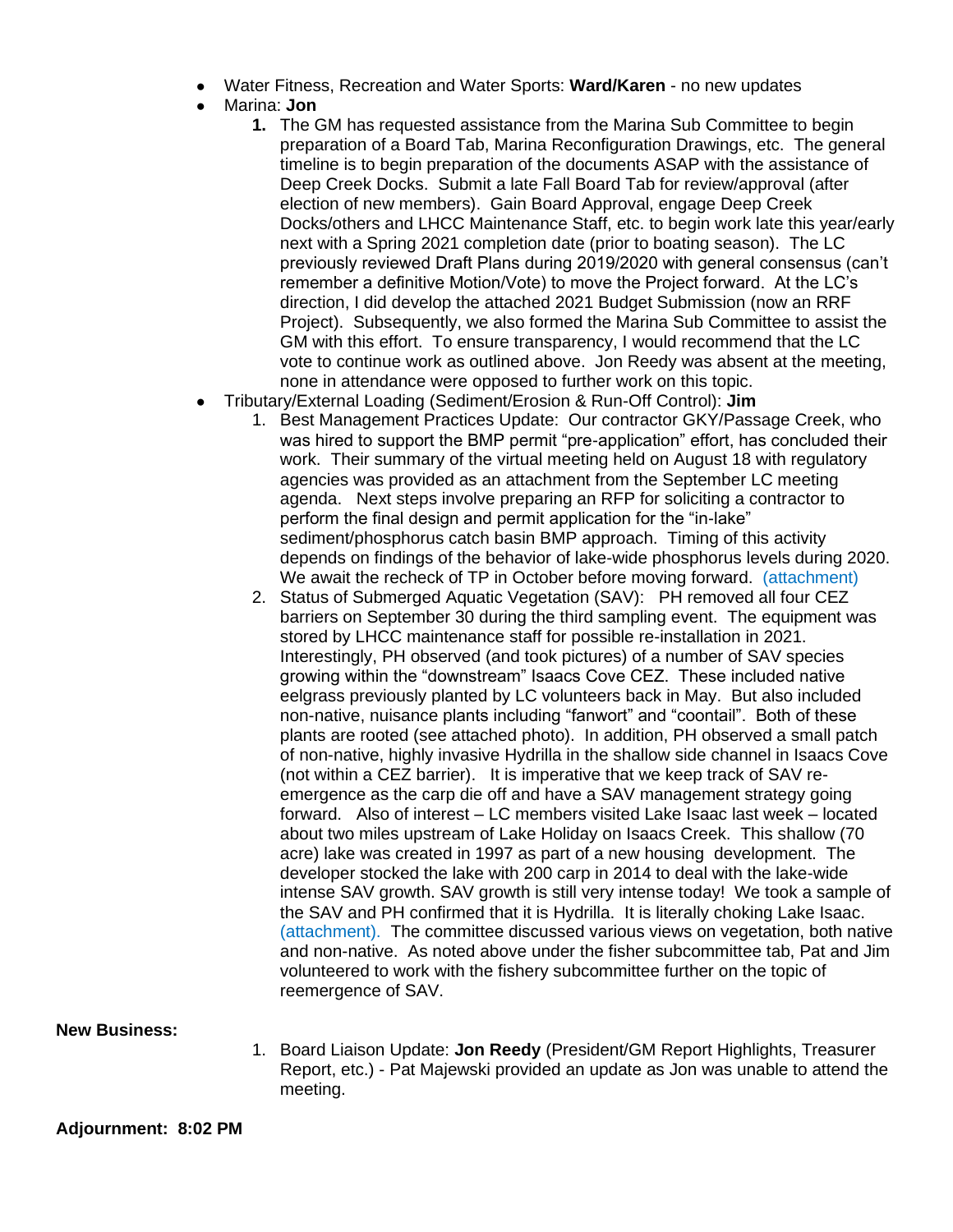- Water Fitness, Recreation and Water Sports: **Ward/Karen** - no new updates
- Marina: **Jon**
    1. The GM has requested assistance from the Marina Sub Committee to begin preparation of a Board Tab, Marina Reconfiguration Drawings, etc. The general timeline is to begin preparation of the documents ASAP with the assistance of Deep Creek Docks. Submit a late Fall Board Tab for review/approval (after election of new members). Gain Board Approval, engage Deep Creek Docks/others and LHCC Maintenance Staff, etc. to begin work late this year/early next with a Spring 2021 completion date (prior to boating season). The LC previously reviewed Draft Plans during 2019/2020 with general consensus (can't remember a definitive Motion/Vote) to move the Project forward. At the LC's direction, I did develop the attached 2021 Budget Submission (now an RRF Project). Subsequently, we also formed the Marina Sub Committee to assist the GM with this effort. To ensure transparency, I would recommend that the LC vote to continue work as outlined above. Jon Reedy was absent at the meeting, none in attendance were opposed to further work on this topic.
- Tributary/External Loading (Sediment/Erosion & Run-Off Control): **Jim**
    1. Best Management Practices Update: Our contractor GKY/Passage Creek, who was hired to support the BMP permit "pre-application" effort, has concluded their work. Their summary of the virtual meeting held on August 18 with regulatory agencies was provided as an attachment from the September LC meeting agenda. Next steps involve preparing an RFP for soliciting a contractor to perform the final design and permit application for the "in-lake" sediment/phosphorus catch basin BMP approach. Timing of this activity depends on findings of the behavior of lake-wide phosphorus levels during 2020. We await the recheck of TP in October before moving forward. (attachment)
    2. Status of Submerged Aquatic Vegetation (SAV): PH removed all four CEZ barriers on September 30 during the third sampling event. The equipment was stored by LHCC maintenance staff for possible re-installation in 2021. Interestingly, PH observed (and took pictures) of a number of SAV species growing within the "downstream" Isaacs Cove CEZ. These included native eelgrass previously planted by LC volunteers back in May. But also included non-native, nuisance plants including "fanwort" and "coontail". Both of these plants are rooted (see attached photo). In addition, PH observed a small patch of non-native, highly invasive Hydrilla in the shallow side channel in Isaacs Cove (not within a CEZ barrier). It is imperative that we keep track of SAV re-emergence as the carp die off and have a SAV management strategy going forward. Also of interest – LC members visited Lake Isaac last week – located about two miles upstream of Lake Holiday on Isaacs Creek. This shallow (70 acre) lake was created in 1997 as part of a new housing development. The developer stocked the lake with 200 carp in 2014 to deal with the lake-wide intense SAV growth. SAV growth is still very intense today! We took a sample of the SAV and PH confirmed that it is Hydrilla. It is literally choking Lake Isaac. (attachment). The committee discussed various views on vegetation, both native and non-native. As noted above under the fisher subcommittee tab, Pat and Jim volunteered to work with the fishery subcommittee further on the topic of reemergence of SAV.

**New Business:**

1. Board Liaison Update: **Jon Reedy** (President/GM Report Highlights, Treasurer Report, etc.) - Pat Majewski provided an update as Jon was unable to attend the meeting.

**Adjournment: 8:02 PM**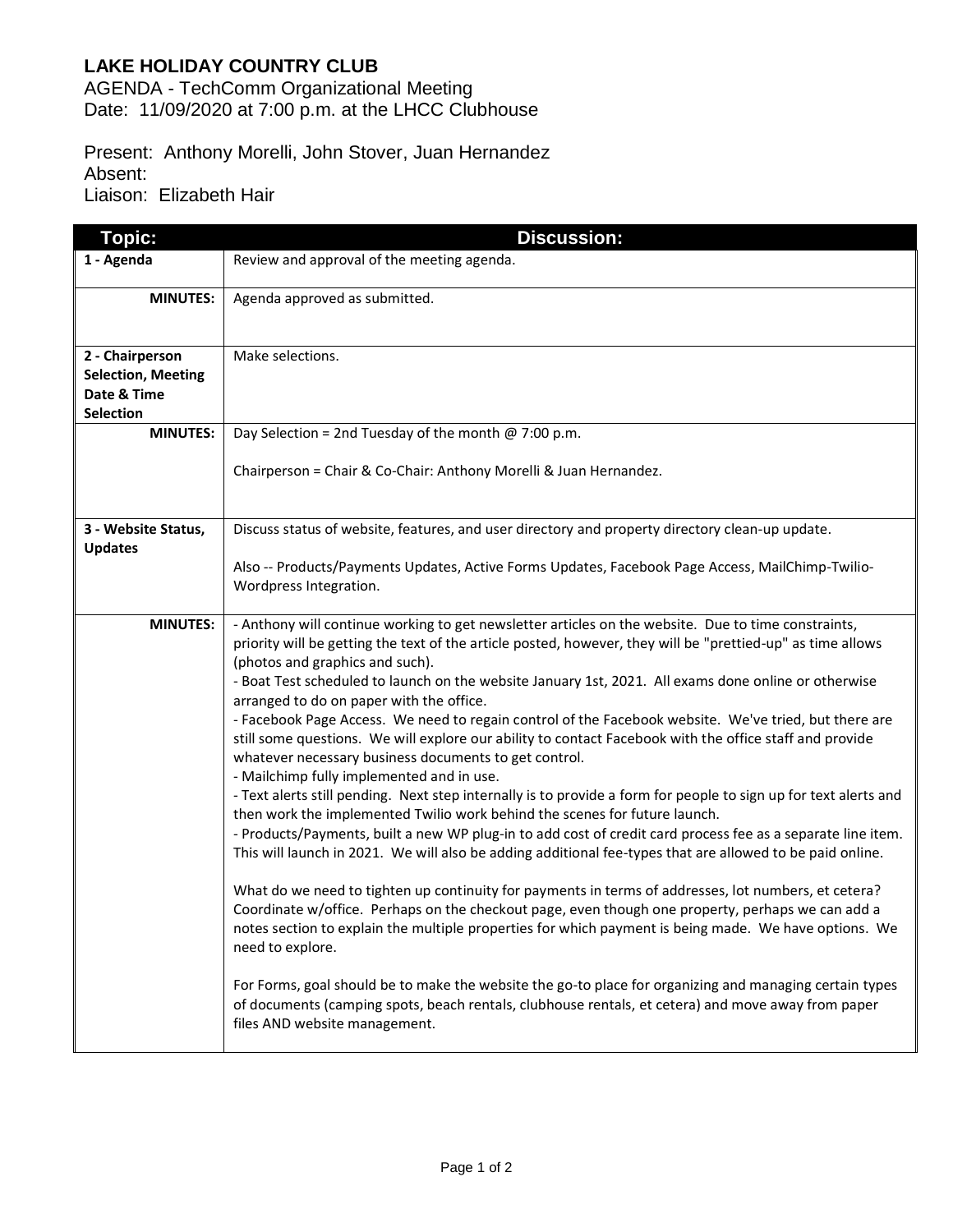**LAKE HOLIDAY COUNTRY CLUB**
AGENDA - TechComm Organizational Meeting
Date: 11/09/2020 at 7:00 p.m. at the LHCC Clubhouse

Present: Anthony Morelli, John Stover, Juan Hernandez
Absent:
Liaison: Elizabeth Hair

| Topic: | Discussion: |
|---|---|
| **1 - Agenda** | Review and approval of the meeting agenda. |
| **MINUTES:** | Agenda approved as submitted. |
| **2 - Chairperson Selection, Meeting Date & Time Selection** | Make selections. |
| **MINUTES:** | Day Selection = 2nd Tuesday of the month @ 7:00 p.m.<br><br>Chairperson = Chair & Co-Chair: Anthony Morelli & Juan Hernandez. |
| **3 - Website Status, Updates** | Discuss status of website, features, and user directory and property directory clean-up update.<br><br>Also -- Products/Payments Updates, Active Forms Updates, Facebook Page Access, MailChimp-Twilio-Wordpress Integration. |
| **MINUTES:** | - Anthony will continue working to get newsletter articles on the website. Due to time constraints, priority will be getting the text of the article posted, however, they will be "prettied-up" as time allows (photos and graphics and such).<br>- Boat Test scheduled to launch on the website January 1st, 2021. All exams done online or otherwise arranged to do on paper with the office.<br>- Facebook Page Access. We need to regain control of the Facebook website. We've tried, but there are still some questions. We will explore our ability to contact Facebook with the office staff and provide whatever necessary business documents to get control.<br>- Mailchimp fully implemented and in use.<br>- Text alerts still pending. Next step internally is to provide a form for people to sign up for text alerts and then work the implemented Twilio work behind the scenes for future launch.<br>- Products/Payments, built a new WP plug-in to add cost of credit card process fee as a separate line item. This will launch in 2021. We will also be adding additional fee-types that are allowed to be paid online.<br><br>What do we need to tighten up continuity for payments in terms of addresses, lot numbers, et cetera? Coordinate w/office. Perhaps on the checkout page, even though one property, perhaps we can add a notes section to explain the multiple properties for which payment is being made. We have options. We need to explore.<br><br>For Forms, goal should be to make the website the go-to place for organizing and managing certain types of documents (camping spots, beach rentals, clubhouse rentals, et cetera) and move away from paper files AND website management. |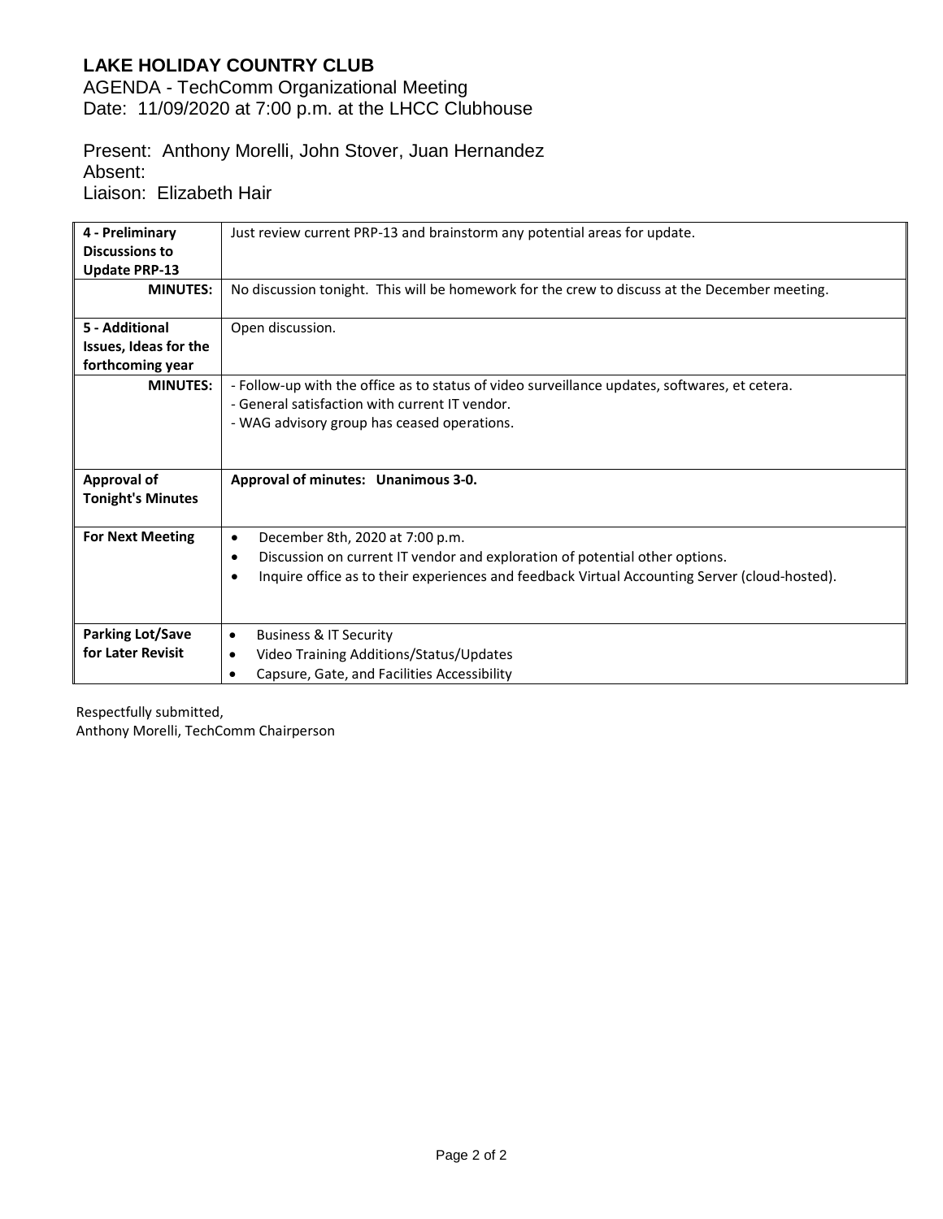**LAKE HOLIDAY COUNTRY CLUB**

AGENDA - TechComm Organizational Meeting
Date: 11/09/2020 at 7:00 p.m. at the LHCC Clubhouse

Present: Anthony Morelli, John Stover, Juan Hernandez
Absent:
Liaison: Elizabeth Hair

| | |
|---|---|
| **4 - Preliminary Discussions to Update PRP-13** | Just review current PRP-13 and brainstorm any potential areas for update. |
| **MINUTES:** | No discussion tonight. This will be homework for the crew to discuss at the December meeting. |
| **5 - Additional Issues, Ideas for the forthcoming year** | Open discussion. |
| **MINUTES:** | - Follow-up with the office as to status of video surveillance updates, softwares, et cetera.<br>- General satisfaction with current IT vendor.<br>- WAG advisory group has ceased operations. |
| **Approval of Tonight's Minutes** | **Approval of minutes: Unanimous 3-0.** |
| **For Next Meeting** | • December 8th, 2020 at 7:00 p.m.<br>• Discussion on current IT vendor and exploration of potential other options.<br>• Inquire office as to their experiences and feedback Virtual Accounting Server (cloud-hosted). |
| **Parking Lot/Save for Later Revisit** | • Business & IT Security<br>• Video Training Additions/Status/Updates<br>• Capsure, Gate, and Facilities Accessibility |

Respectfully submitted,
Anthony Morelli, TechComm Chairperson